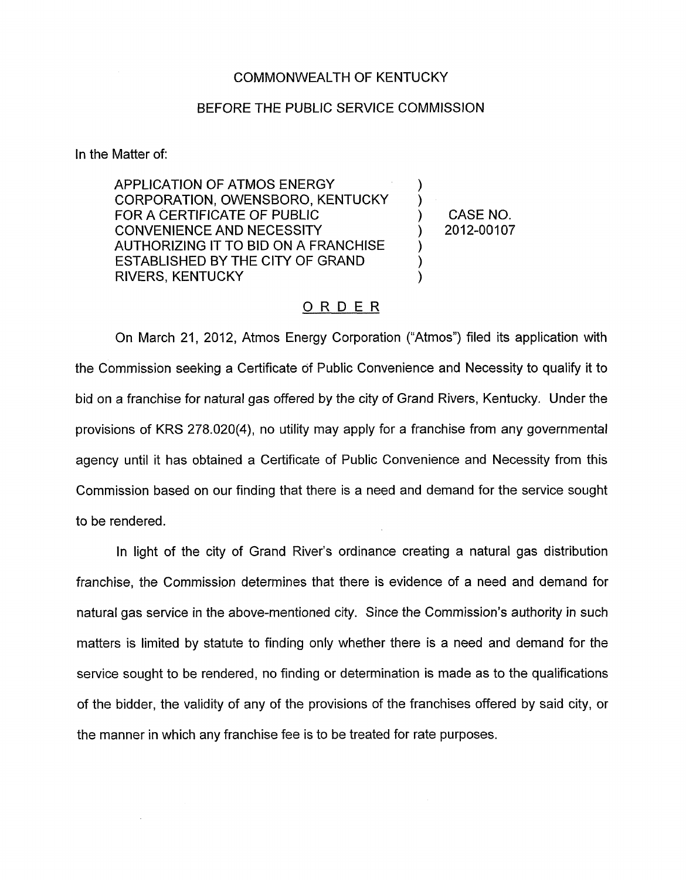COMMONWEALTH OF KENTUCKY

BEFORE THE PUBLIC SERVICE COMMISSION

In the Matter of:

| | | |
|---|---|---|
| APPLICATION OF ATMOS ENERGY CORPORATION, OWENSBORO, KENTUCKY FOR A CERTIFICATE OF PUBLIC CONVENIENCE AND NECESSITY AUTHORIZING IT TO BID ON A FRANCHISE ESTABLISHED BY THE CITY OF GRAND RIVERS, KENTUCKY | ) ) ) ) ) ) ) | CASE NO. 2012-00107 |

## ORDER

On March 21, 2012, Atmos Energy Corporation ("Atmos") filed its application with the Commission seeking a Certificate of Public Convenience and Necessity to qualify it to bid on a franchise for natural gas offered by the city of Grand Rivers, Kentucky. Under the provisions of KRS 278.020(4), no utility may apply for a franchise from any governmental agency until it has obtained a Certificate of Public Convenience and Necessity from this Commission based on our finding that there is a need and demand for the service sought to be rendered.

In light of the city of Grand River's ordinance creating a natural gas distribution franchise, the Commission determines that there is evidence of a need and demand for natural gas service in the above-mentioned city. Since the Commission's authority in such matters is limited by statute to finding only whether there is a need and demand for the service sought to be rendered, no finding or determination is made as to the qualifications of the bidder, the validity of any of the provisions of the franchises offered by said city, or the manner in which any franchise fee is to be treated for rate purposes.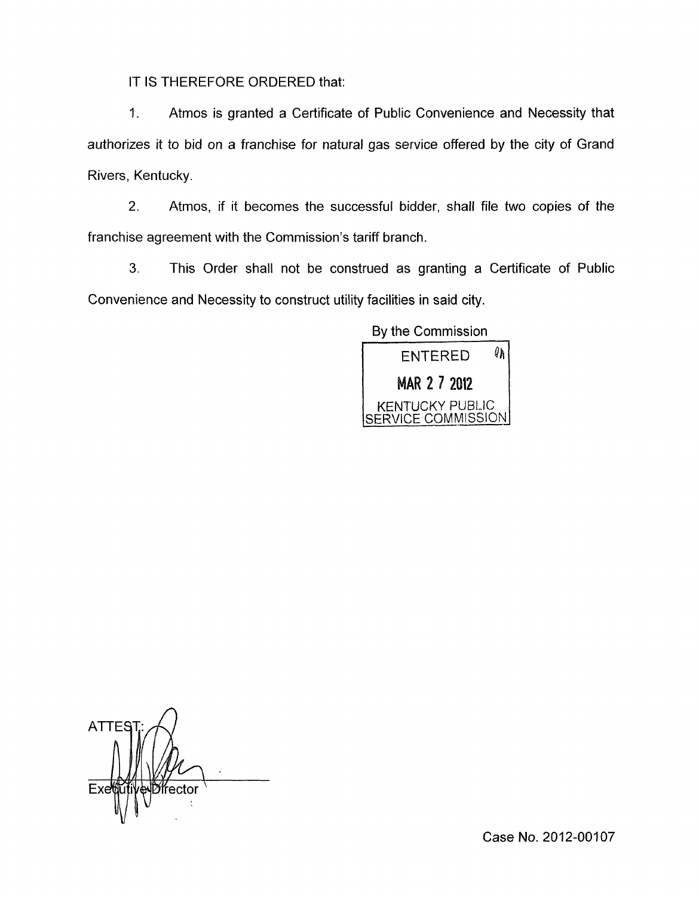IT IS THEREFORE ORDERED that:

1. Atmos is granted a Certificate of Public Convenience and Necessity that authorizes it to bid on a franchise for natural gas service offered by the city of Grand Rivers, Kentucky.

2. Atmos, if it becomes the successful bidder, shall file two copies of the franchise agreement with the Commission's tariff branch.

3. This Order shall not be construed as granting a Certificate of Public Convenience and Necessity to construct utility facilities in said city.

By the Commission

ENTERED

MAR 27 2012

KENTUCKY PUBLIC SERVICE COMMISSION

ATTEST:

Executive Director

Case No. 2012-00107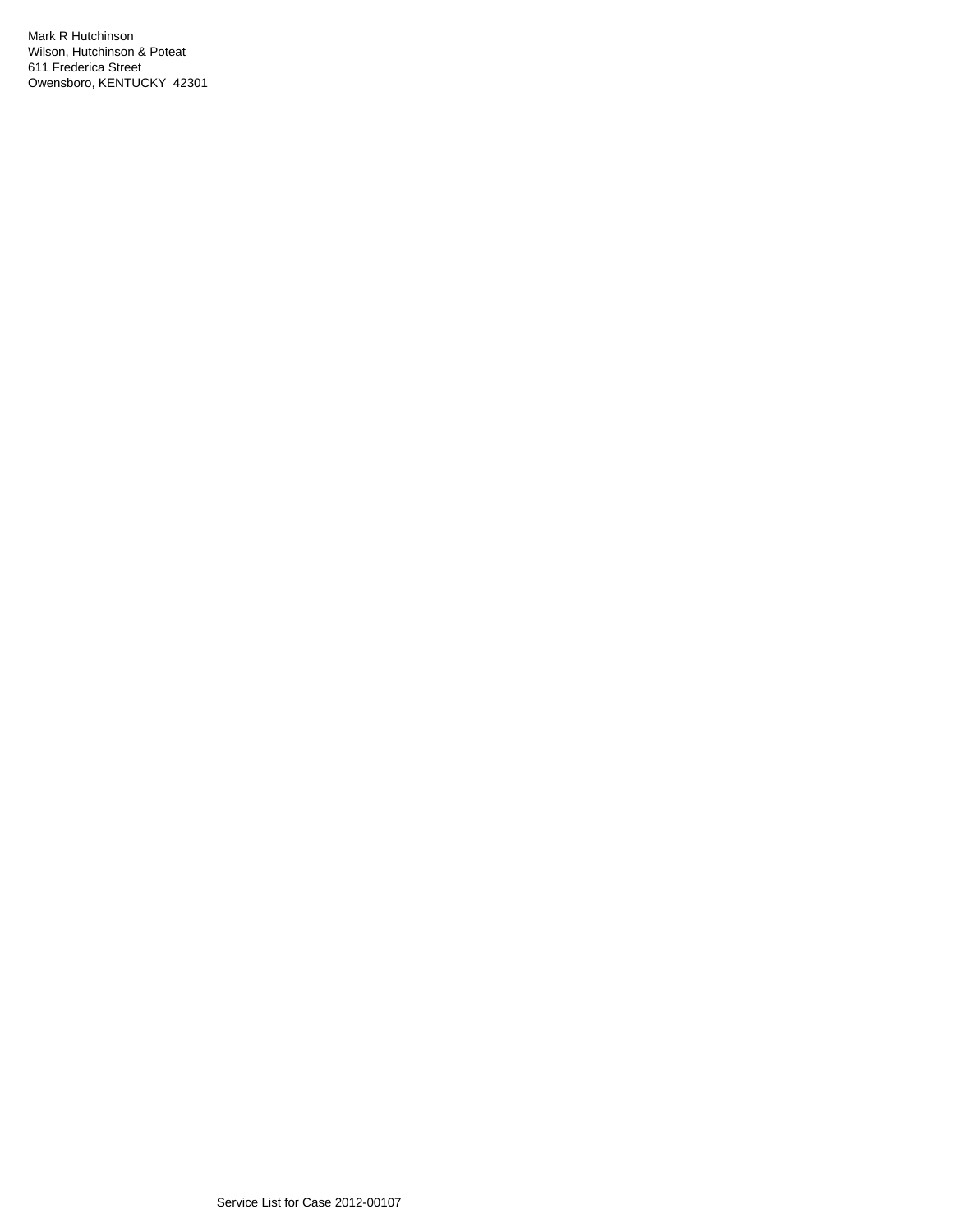Mark R Hutchinson
Wilson, Hutchinson & Poteat
611 Frederica Street
Owensboro, KENTUCKY  42301